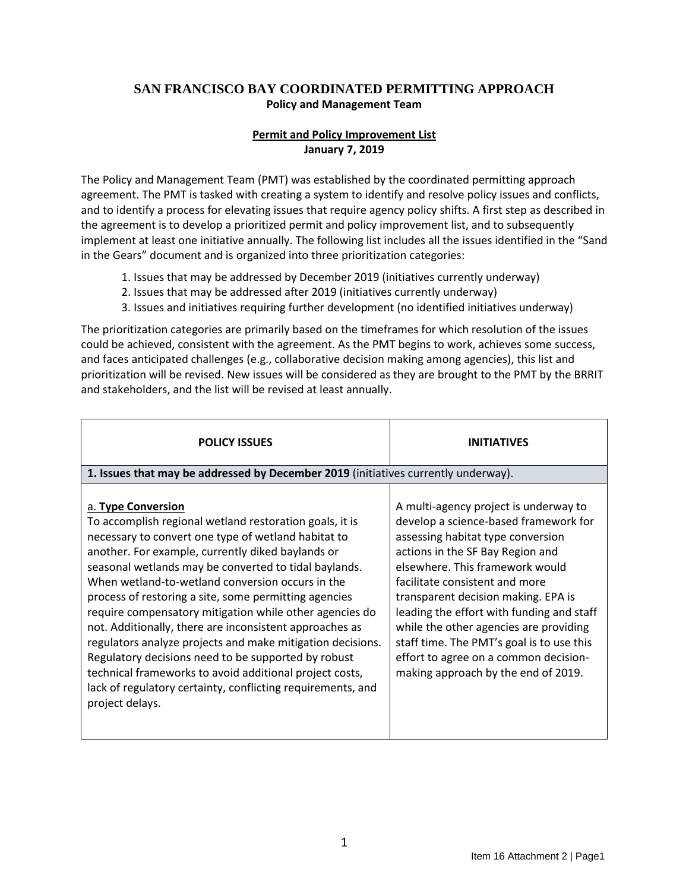# SAN FRANCISCO BAY COORDINATED PERMITTING APPROACH

**Policy and Management Team**

**Permit and Policy Improvement List**
**January 7, 2019**

The Policy and Management Team (PMT) was established by the coordinated permitting approach agreement. The PMT is tasked with creating a system to identify and resolve policy issues and conflicts, and to identify a process for elevating issues that require agency policy shifts. A first step as described in the agreement is to develop a prioritized permit and policy improvement list, and to subsequently implement at least one initiative annually. The following list includes all the issues identified in the "Sand in the Gears" document and is organized into three prioritization categories:

1. Issues that may be addressed by December 2019 (initiatives currently underway)
2. Issues that may be addressed after 2019 (initiatives currently underway)
3. Issues and initiatives requiring further development (no identified initiatives underway)

The prioritization categories are primarily based on the timeframes for which resolution of the issues could be achieved, consistent with the agreement. As the PMT begins to work, achieves some success, and faces anticipated challenges (e.g., collaborative decision making among agencies), this list and prioritization will be revised. New issues will be considered as they are brought to the PMT by the BRRIT and stakeholders, and the list will be revised at least annually.

| POLICY ISSUES | INITIATIVES |
|---|---|
| **1. Issues that may be addressed by December 2019** (initiatives currently underway). | |
| a. **Type Conversion**<br>To accomplish regional wetland restoration goals, it is necessary to convert one type of wetland habitat to another. For example, currently diked baylands or seasonal wetlands may be converted to tidal baylands. When wetland-to-wetland conversion occurs in the process of restoring a site, some permitting agencies require compensatory mitigation while other agencies do not. Additionally, there are inconsistent approaches as regulators analyze projects and make mitigation decisions. Regulatory decisions need to be supported by robust technical frameworks to avoid additional project costs, lack of regulatory certainty, conflicting requirements, and project delays. | A multi-agency project is underway to develop a science-based framework for assessing habitat type conversion actions in the SF Bay Region and elsewhere. This framework would facilitate consistent and more transparent decision making. EPA is leading the effort with funding and staff while the other agencies are providing staff time. The PMT's goal is to use this effort to agree on a common decision-making approach by the end of 2019. |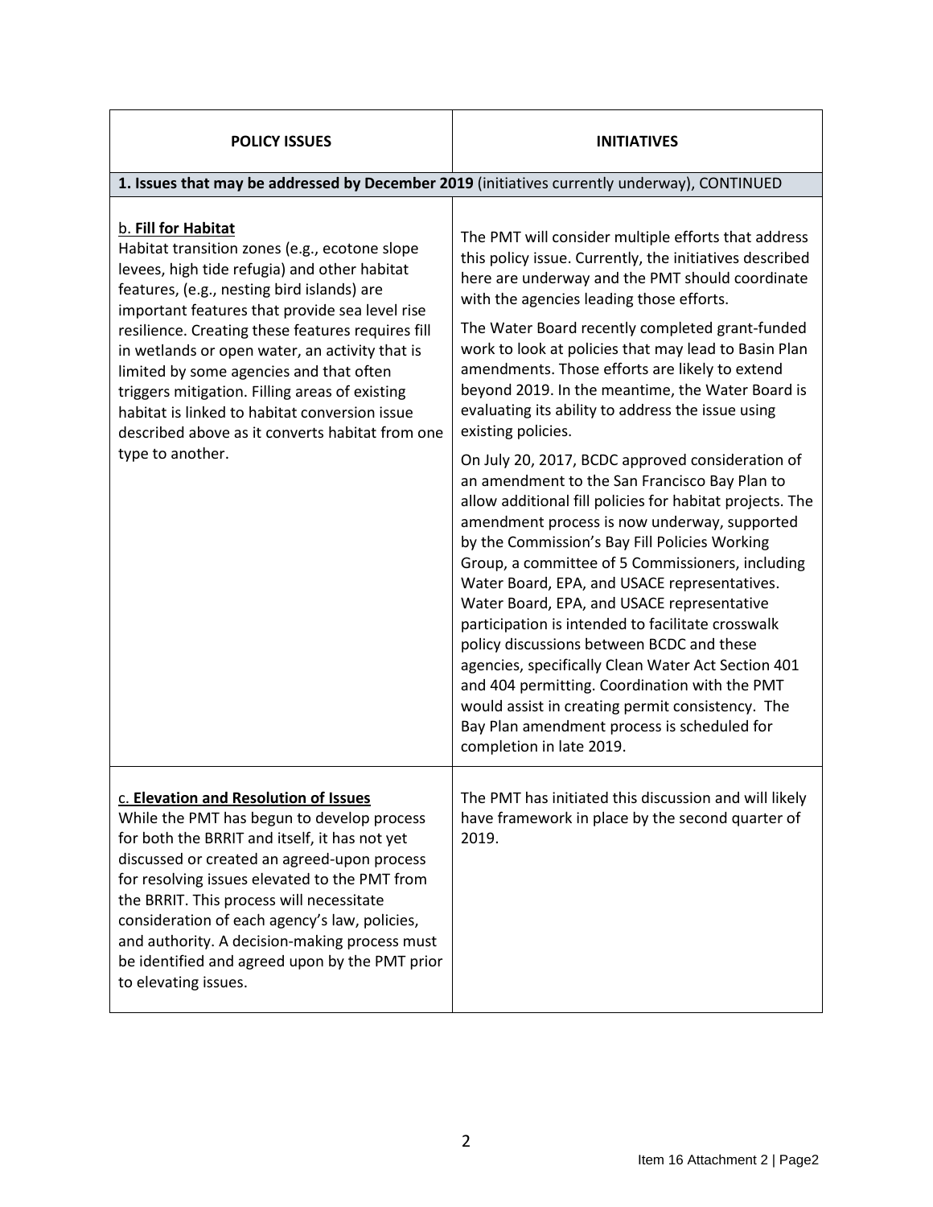| POLICY ISSUES | INITIATIVES |
| --- | --- |
| **1. Issues that may be addressed by December 2019** (initiatives currently underway), CONTINUED | |
| b. **Fill for Habitat**<br>Habitat transition zones (e.g., ecotone slope levees, high tide refugia) and other habitat features, (e.g., nesting bird islands) are important features that provide sea level rise resilience. Creating these features requires fill in wetlands or open water, an activity that is limited by some agencies and that often triggers mitigation. Filling areas of existing habitat is linked to habitat conversion issue described above as it converts habitat from one type to another. | The PMT will consider multiple efforts that address this policy issue. Currently, the initiatives described here are underway and the PMT should coordinate with the agencies leading those efforts.<br><br>The Water Board recently completed grant-funded work to look at policies that may lead to Basin Plan amendments. Those efforts are likely to extend beyond 2019. In the meantime, the Water Board is evaluating its ability to address the issue using existing policies.<br><br>On July 20, 2017, BCDC approved consideration of an amendment to the San Francisco Bay Plan to allow additional fill policies for habitat projects. The amendment process is now underway, supported by the Commission's Bay Fill Policies Working Group, a committee of 5 Commissioners, including Water Board, EPA, and USACE representatives. Water Board, EPA, and USACE representative participation is intended to facilitate crosswalk policy discussions between BCDC and these agencies, specifically Clean Water Act Section 401 and 404 permitting. Coordination with the PMT would assist in creating permit consistency. The Bay Plan amendment process is scheduled for completion in late 2019. |
| c. **Elevation and Resolution of Issues**<br>While the PMT has begun to develop process for both the BRRIT and itself, it has not yet discussed or created an agreed-upon process for resolving issues elevated to the PMT from the BRRIT. This process will necessitate consideration of each agency's law, policies, and authority. A decision-making process must be identified and agreed upon by the PMT prior to elevating issues. | The PMT has initiated this discussion and will likely have framework in place by the second quarter of 2019. |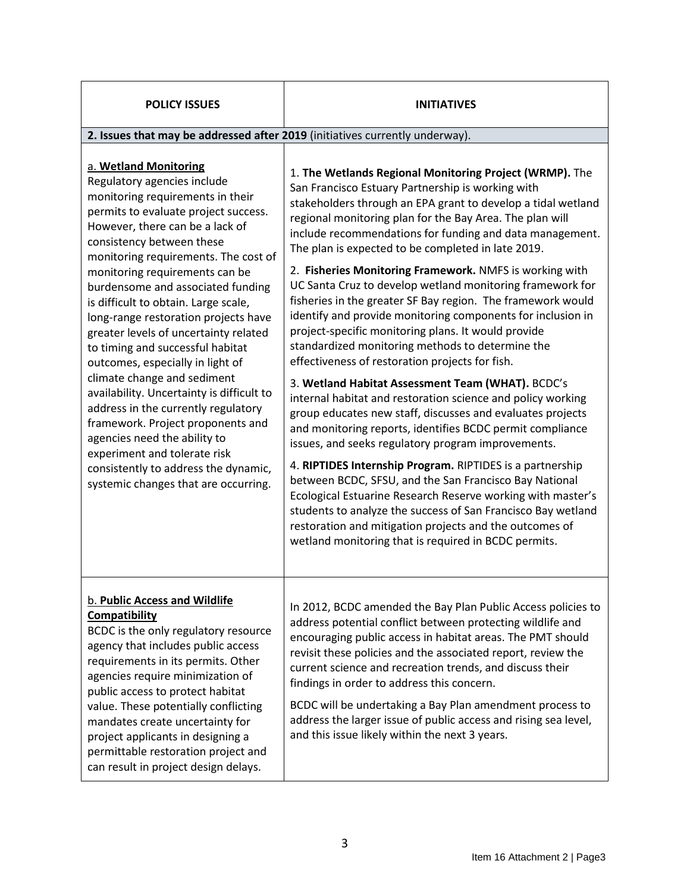| POLICY ISSUES | INITIATIVES |
|---|---|
| **2. Issues that may be addressed after 2019** (initiatives currently underway). | |
| a. **Wetland Monitoring**<br>Regulatory agencies include monitoring requirements in their permits to evaluate project success. However, there can be a lack of consistency between these monitoring requirements. The cost of monitoring requirements can be burdensome and associated funding is difficult to obtain. Large scale, long-range restoration projects have greater levels of uncertainty related to timing and successful habitat outcomes, especially in light of climate change and sediment availability. Uncertainty is difficult to address in the currently regulatory framework. Project proponents and agencies need the ability to experiment and tolerate risk consistently to address the dynamic, systemic changes that are occurring. | 1. **The Wetlands Regional Monitoring Project (WRMP).** The San Francisco Estuary Partnership is working with stakeholders through an EPA grant to develop a tidal wetland regional monitoring plan for the Bay Area. The plan will include recommendations for funding and data management. The plan is expected to be completed in late 2019.<br><br>2. **Fisheries Monitoring Framework.** NMFS is working with UC Santa Cruz to develop wetland monitoring framework for fisheries in the greater SF Bay region. The framework would identify and provide monitoring components for inclusion in project-specific monitoring plans. It would provide standardized monitoring methods to determine the effectiveness of restoration projects for fish.<br><br>3. **Wetland Habitat Assessment Team (WHAT).** BCDC's internal habitat and restoration science and policy working group educates new staff, discusses and evaluates projects and monitoring reports, identifies BCDC permit compliance issues, and seeks regulatory program improvements.<br><br>4. **RIPTIDES Internship Program.** RIPTIDES is a partnership between BCDC, SFSU, and the San Francisco Bay National Ecological Estuarine Research Reserve working with master's students to analyze the success of San Francisco Bay wetland restoration and mitigation projects and the outcomes of wetland monitoring that is required in BCDC permits. |
| b. **Public Access and Wildlife Compatibility**<br>BCDC is the only regulatory resource agency that includes public access requirements in its permits. Other agencies require minimization of public access to protect habitat value. These potentially conflicting mandates create uncertainty for project applicants in designing a permittable restoration project and can result in project design delays. | In 2012, BCDC amended the Bay Plan Public Access policies to address potential conflict between protecting wildlife and encouraging public access in habitat areas. The PMT should revisit these policies and the associated report, review the current science and recreation trends, and discuss their findings in order to address this concern.<br><br>BCDC will be undertaking a Bay Plan amendment process to address the larger issue of public access and rising sea level, and this issue likely within the next 3 years. |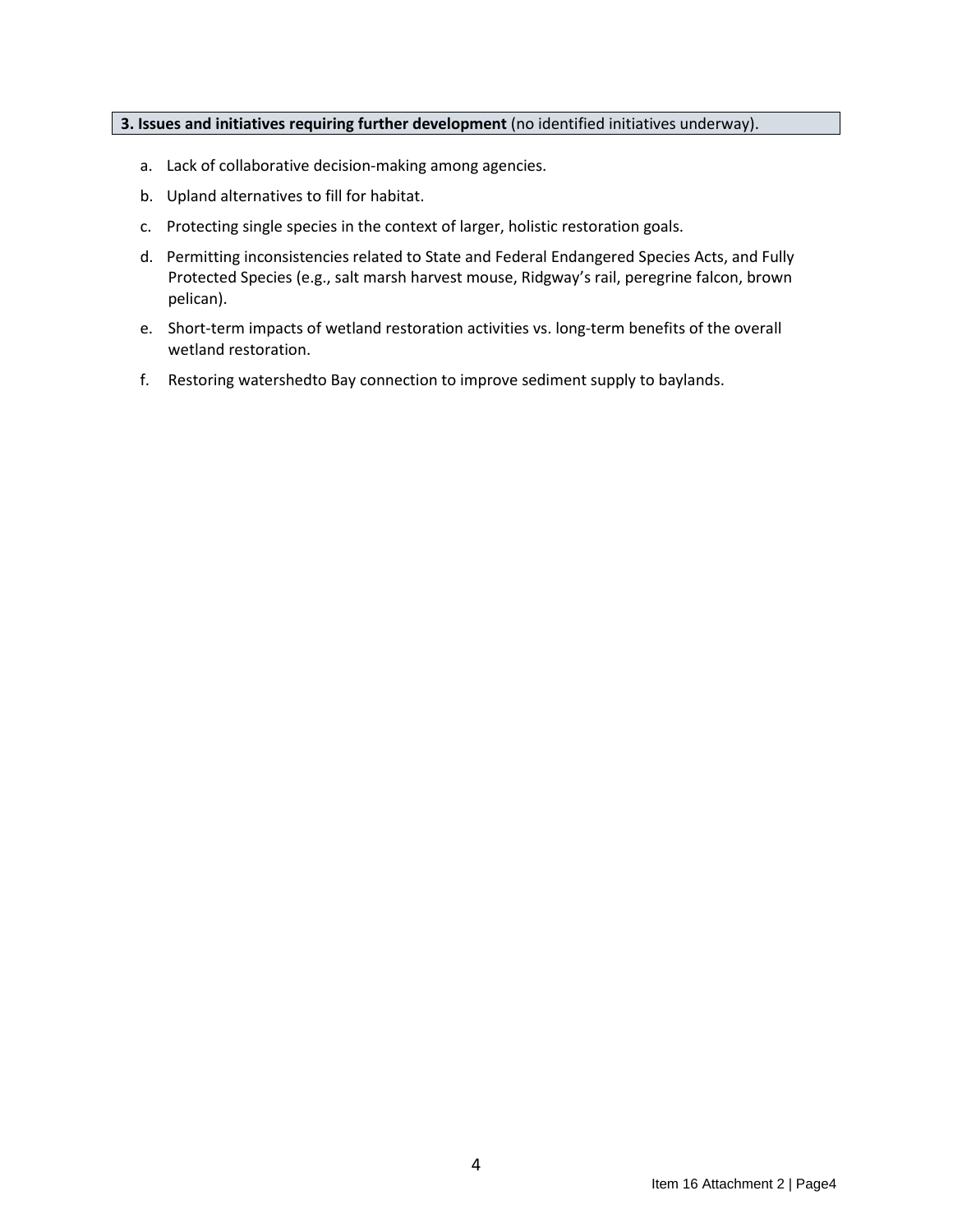**3. Issues and initiatives requiring further development** (no identified initiatives underway).

a. Lack of collaborative decision-making among agencies.

b. Upland alternatives to fill for habitat.

c. Protecting single species in the context of larger, holistic restoration goals.

d. Permitting inconsistencies related to State and Federal Endangered Species Acts, and Fully Protected Species (e.g., salt marsh harvest mouse, Ridgway's rail, peregrine falcon, brown pelican).

e. Short-term impacts of wetland restoration activities vs. long-term benefits of the overall wetland restoration.

f. Restoring watershedto Bay connection to improve sediment supply to baylands.